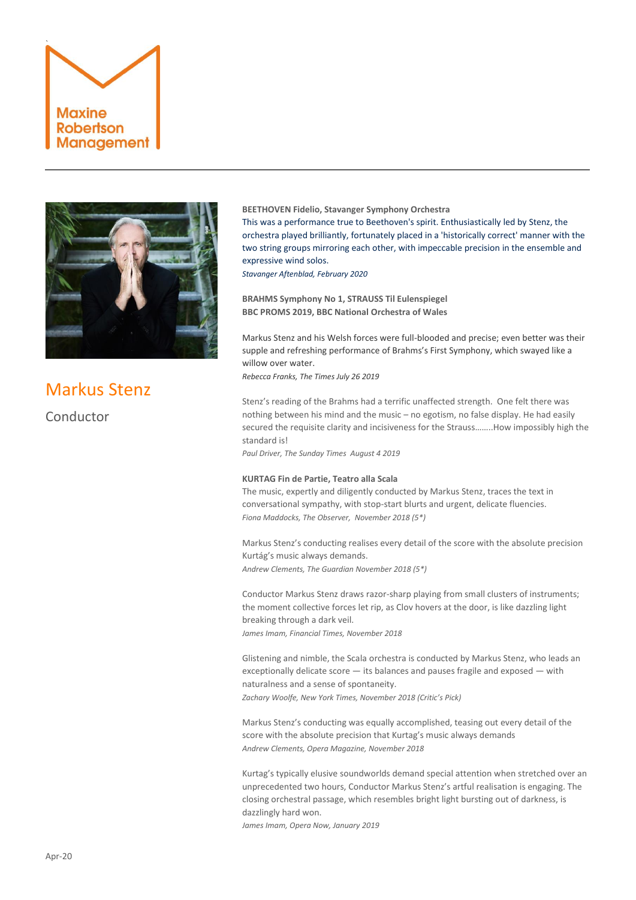Maxine Robertson Management

# Markus Stenz

Conductor

**BEETHOVEN Fidelio, Stavanger Symphony Orchestra**

This was a performance true to Beethoven's spirit. Enthusiastically led by Stenz, the orchestra played brilliantly, fortunately placed in a 'historically correct' manner with the two string groups mirroring each other, with impeccable precision in the ensemble and expressive wind solos.

*Stavanger Aftenblad, February 2020*

**BRAHMS Symphony No 1, STRAUSS Til Eulenspiegel**
**BBC PROMS 2019, BBC National Orchestra of Wales**

Markus Stenz and his Welsh forces were full-blooded and precise; even better was their supple and refreshing performance of Brahms's First Symphony, which swayed like a willow over water.

*Rebecca Franks, The Times July 26 2019*

Stenz's reading of the Brahms had a terrific unaffected strength. One felt there was nothing between his mind and the music – no egotism, no false display. He had easily secured the requisite clarity and incisiveness for the Strauss……..How impossibly high the standard is!

*Paul Driver, The Sunday Times August 4 2019*

**KURTAG Fin de Partie, Teatro alla Scala**

The music, expertly and diligently conducted by Markus Stenz, traces the text in conversational sympathy, with stop-start blurts and urgent, delicate fluencies.

*Fiona Maddocks, The Observer, November 2018 (5*)*

Markus Stenz's conducting realises every detail of the score with the absolute precision Kurtág's music always demands.

*Andrew Clements, The Guardian November 2018 (5*)*

Conductor Markus Stenz draws razor-sharp playing from small clusters of instruments; the moment collective forces let rip, as Clov hovers at the door, is like dazzling light breaking through a dark veil.

*James Imam, Financial Times, November 2018*

Glistening and nimble, the Scala orchestra is conducted by Markus Stenz, who leads an exceptionally delicate score — its balances and pauses fragile and exposed — with naturalness and a sense of spontaneity.

*Zachary Woolfe, New York Times, November 2018 (Critic's Pick)*

Markus Stenz's conducting was equally accomplished, teasing out every detail of the score with the absolute precision that Kurtag's music always demands

*Andrew Clements, Opera Magazine, November 2018*

Kurtag's typically elusive soundworlds demand special attention when stretched over an unprecedented two hours, Conductor Markus Stenz's artful realisation is engaging. The closing orchestral passage, which resembles bright light bursting out of darkness, is dazzlingly hard won.

*James Imam, Opera Now, January 2019*

Apr-20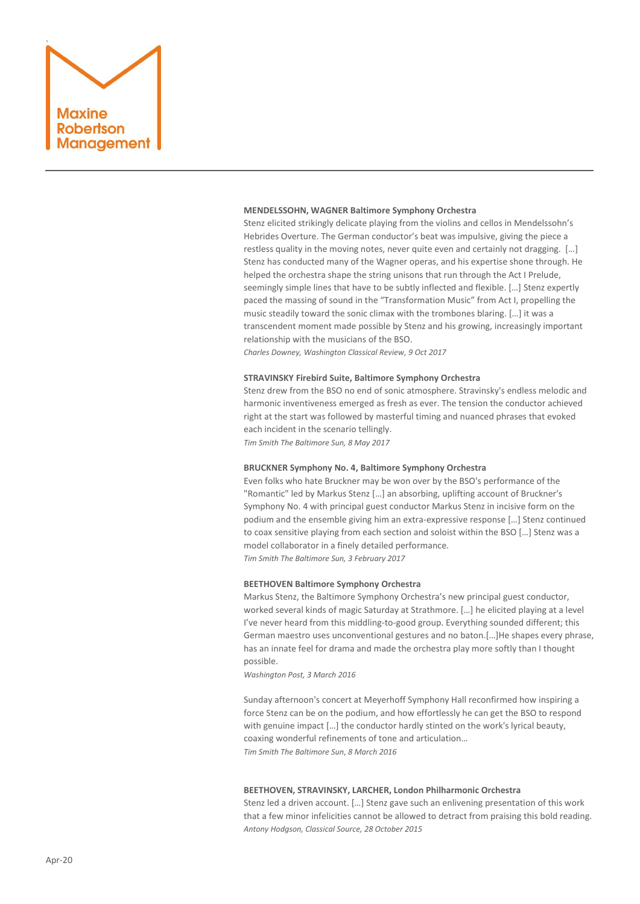**MENDELSSOHN, WAGNER Baltimore Symphony Orchestra**

Stenz elicited strikingly delicate playing from the violins and cellos in Mendelssohn's Hebrides Overture. The German conductor's beat was impulsive, giving the piece a restless quality in the moving notes, never quite even and certainly not dragging. […] Stenz has conducted many of the Wagner operas, and his expertise shone through. He helped the orchestra shape the string unisons that run through the Act I Prelude, seemingly simple lines that have to be subtly inflected and flexible. […] Stenz expertly paced the massing of sound in the "Transformation Music" from Act I, propelling the music steadily toward the sonic climax with the trombones blaring. […] it was a transcendent moment made possible by Stenz and his growing, increasingly important relationship with the musicians of the BSO.

*Charles Downey, Washington Classical Review, 9 Oct 2017*

**STRAVINSKY Firebird Suite, Baltimore Symphony Orchestra**

Stenz drew from the BSO no end of sonic atmosphere. Stravinsky's endless melodic and harmonic inventiveness emerged as fresh as ever. The tension the conductor achieved right at the start was followed by masterful timing and nuanced phrases that evoked each incident in the scenario tellingly.

*Tim Smith The Baltimore Sun, 8 May 2017*

**BRUCKNER Symphony No. 4, Baltimore Symphony Orchestra**

Even folks who hate Bruckner may be won over by the BSO's performance of the "Romantic" led by Markus Stenz […] an absorbing, uplifting account of Bruckner's Symphony No. 4 with principal guest conductor Markus Stenz in incisive form on the podium and the ensemble giving him an extra-expressive response […] Stenz continued to coax sensitive playing from each section and soloist within the BSO […] Stenz was a model collaborator in a finely detailed performance.

*Tim Smith The Baltimore Sun, 3 February 2017*

**BEETHOVEN Baltimore Symphony Orchestra**

Markus Stenz, the Baltimore Symphony Orchestra's new principal guest conductor, worked several kinds of magic Saturday at Strathmore. […] he elicited playing at a level I've never heard from this middling-to-good group. Everything sounded different; this German maestro uses unconventional gestures and no baton.[…]He shapes every phrase, has an innate feel for drama and made the orchestra play more softly than I thought possible.

*Washington Post, 3 March 2016*

Sunday afternoon's concert at Meyerhoff Symphony Hall reconfirmed how inspiring a force Stenz can be on the podium, and how effortlessly he can get the BSO to respond with genuine impact […] the conductor hardly stinted on the work's lyrical beauty, coaxing wonderful refinements of tone and articulation…

*Tim Smith The Baltimore Sun, 8 March 2016*

**BEETHOVEN, STRAVINSKY, LARCHER, London Philharmonic Orchestra**

Stenz led a driven account. […] Stenz gave such an enlivening presentation of this work that a few minor infelicities cannot be allowed to detract from praising this bold reading.

*Antony Hodgson, Classical Source, 28 October 2015*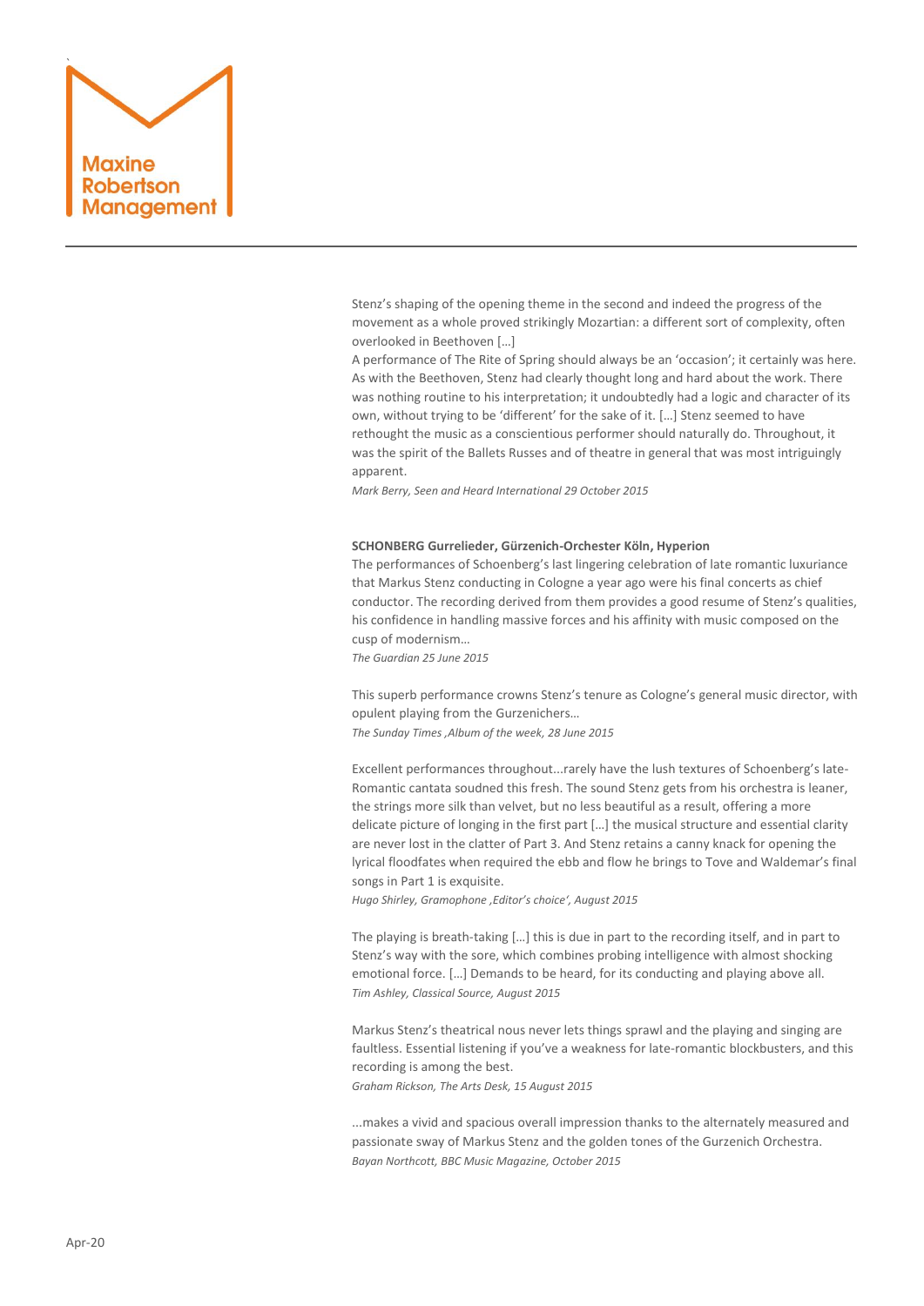Stenz's shaping of the opening theme in the second and indeed the progress of the movement as a whole proved strikingly Mozartian: a different sort of complexity, often overlooked in Beethoven […]
A performance of The Rite of Spring should always be an 'occasion'; it certainly was here. As with the Beethoven, Stenz had clearly thought long and hard about the work. There was nothing routine to his interpretation; it undoubtedly had a logic and character of its own, without trying to be 'different' for the sake of it. […] Stenz seemed to have rethought the music as a conscientious performer should naturally do. Throughout, it was the spirit of the Ballets Russes and of theatre in general that was most intriguingly apparent.
*Mark Berry, Seen and Heard International 29 October 2015*

**SCHONBERG Gurrelieder, Gürzenich-Orchester Köln, Hyperion**

The performances of Schoenberg's last lingering celebration of late romantic luxuriance that Markus Stenz conducting in Cologne a year ago were his final concerts as chief conductor. The recording derived from them provides a good resume of Stenz's qualities, his confidence in handling massive forces and his affinity with music composed on the cusp of modernism…
*The Guardian 25 June 2015*

This superb performance crowns Stenz's tenure as Cologne's general music director, with opulent playing from the Gurzenichers…
*The Sunday Times ,Album of the week, 28 June 2015*

Excellent performances throughout...rarely have the lush textures of Schoenberg's late-Romantic cantata soudned this fresh. The sound Stenz gets from his orchestra is leaner, the strings more silk than velvet, but no less beautiful as a result, offering a more delicate picture of longing in the first part […] the musical structure and essential clarity are never lost in the clatter of Part 3. And Stenz retains a canny knack for opening the lyrical floodfates when required the ebb and flow he brings to Tove and Waldemar's final songs in Part 1 is exquisite.
*Hugo Shirley, Gramophone ,Editor's choice', August 2015*

The playing is breath-taking […] this is due in part to the recording itself, and in part to Stenz's way with the sore, which combines probing intelligence with almost shocking emotional force. […] Demands to be heard, for its conducting and playing above all.
*Tim Ashley, Classical Source, August 2015*

Markus Stenz's theatrical nous never lets things sprawl and the playing and singing are faultless. Essential listening if you've a weakness for late-romantic blockbusters, and this recording is among the best.
*Graham Rickson, The Arts Desk, 15 August 2015*

...makes a vivid and spacious overall impression thanks to the alternately measured and passionate sway of Markus Stenz and the golden tones of the Gurzenich Orchestra.
*Bayan Northcott, BBC Music Magazine, October 2015*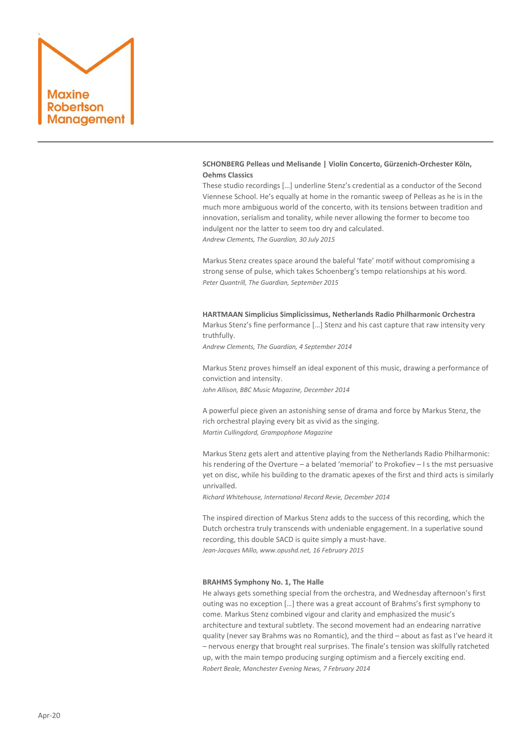**SCHONBERG Pelleas und Melisande | Violin Concerto, Gürzenich-Orchester Köln, Oehms Classics**

These studio recordings […] underline Stenz's credential as a conductor of the Second Viennese School. He's equally at home in the romantic sweep of Pelleas as he is in the much more ambiguous world of the concerto, with its tensions between tradition and innovation, serialism and tonality, while never allowing the former to become too indulgent nor the latter to seem too dry and calculated.
*Andrew Clements, The Guardian, 30 July 2015*

Markus Stenz creates space around the baleful 'fate' motif without compromising a strong sense of pulse, which takes Schoenberg's tempo relationships at his word.
*Peter Quantrill, The Guardian, September 2015*

**HARTMAAN Simplicius Simplicissimus, Netherlands Radio Philharmonic Orchestra**

Markus Stenz's fine performance […] Stenz and his cast capture that raw intensity very truthfully.
*Andrew Clements, The Guardian, 4 September 2014*

Markus Stenz proves himself an ideal exponent of this music, drawing a performance of conviction and intensity.
*John Allison, BBC Music Magazine, December 2014*

A powerful piece given an astonishing sense of drama and force by Markus Stenz, the rich orchestral playing every bit as vivid as the singing.
*Martin Cullingdord, Grampophone Magazine*

Markus Stenz gets alert and attentive playing from the Netherlands Radio Philharmonic: his rendering of the Overture – a belated 'memorial' to Prokofiev – I s the mst persuasive yet on disc, while his building to the dramatic apexes of the first and third acts is similarly unrivalled.
*Richard Whitehouse, International Record Revie, December 2014*

The inspired direction of Markus Stenz adds to the success of this recording, which the Dutch orchestra truly transcends with undeniable engagement. In a superlative sound recording, this double SACD is quite simply a must-have.
*Jean-Jacques Millo, www.opushd.net, 16 February 2015*

**BRAHMS Symphony No. 1, The Halle**

He always gets something special from the orchestra, and Wednesday afternoon's first outing was no exception […] there was a great account of Brahms's first symphony to come. Markus Stenz combined vigour and clarity and emphasized the music's architecture and textural subtlety. The second movement had an endearing narrative quality (never say Brahms was no Romantic), and the third – about as fast as I've heard it – nervous energy that brought real surprises. The finale's tension was skilfully ratcheted up, with the main tempo producing surging optimism and a fiercely exciting end.
*Robert Beale, Manchester Evening News, 7 February 2014*